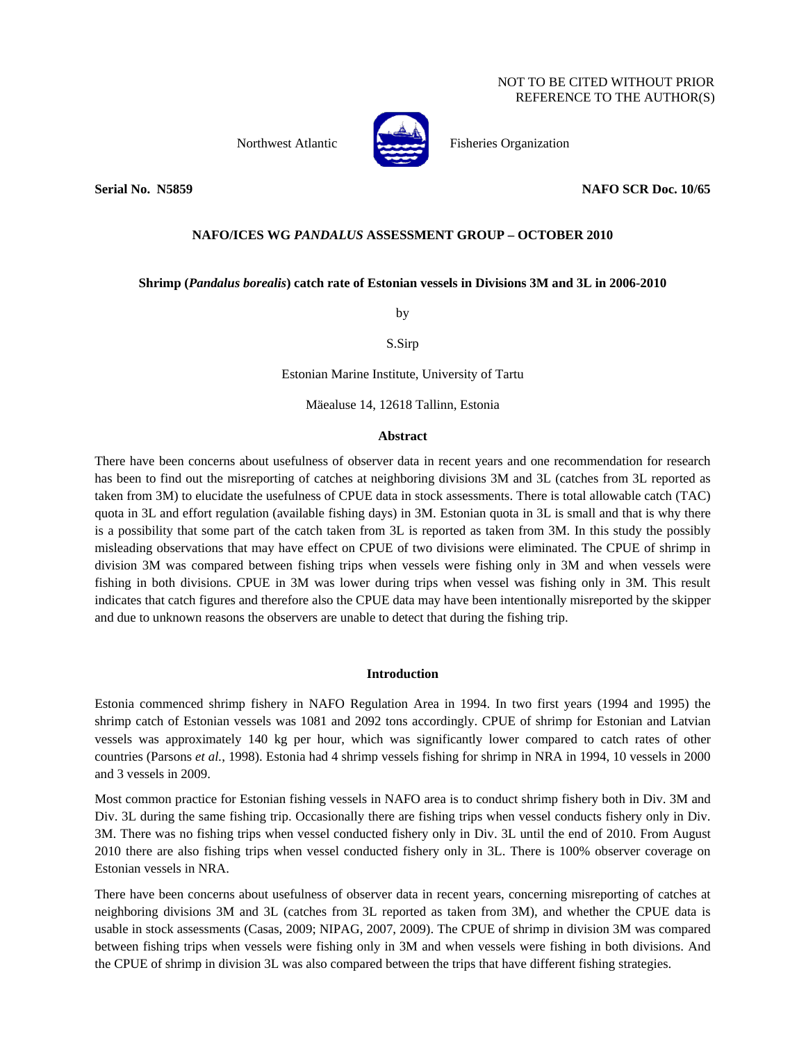NOT TO BE CITED WITHOUT PRIOR REFERENCE TO THE AUTHOR(S)

Northwest Atlantic Fisheries Organization

**Serial No. N5859** **NAFO SCR Doc. 10/65**

**NAFO/ICES WG *PANDALUS* ASSESSMENT GROUP – OCTOBER 2010**

**Shrimp (*Pandalus borealis*) catch rate of Estonian vessels in Divisions 3M and 3L in 2006-2010**

by

S.Sirp

Estonian Marine Institute, University of Tartu

Mäealuse 14, 12618 Tallinn, Estonia

## Abstract

There have been concerns about usefulness of observer data in recent years and one recommendation for research has been to find out the misreporting of catches at neighboring divisions 3M and 3L (catches from 3L reported as taken from 3M) to elucidate the usefulness of CPUE data in stock assessments. There is total allowable catch (TAC) quota in 3L and effort regulation (available fishing days) in 3M. Estonian quota in 3L is small and that is why there is a possibility that some part of the catch taken from 3L is reported as taken from 3M. In this study the possibly misleading observations that may have effect on CPUE of two divisions were eliminated. The CPUE of shrimp in division 3M was compared between fishing trips when vessels were fishing only in 3M and when vessels were fishing in both divisions. CPUE in 3M was lower during trips when vessel was fishing only in 3M. This result indicates that catch figures and therefore also the CPUE data may have been intentionally misreported by the skipper and due to unknown reasons the observers are unable to detect that during the fishing trip.

## Introduction

Estonia commenced shrimp fishery in NAFO Regulation Area in 1994. In two first years (1994 and 1995) the shrimp catch of Estonian vessels was 1081 and 2092 tons accordingly. CPUE of shrimp for Estonian and Latvian vessels was approximately 140 kg per hour, which was significantly lower compared to catch rates of other countries (Parsons *et al.*, 1998). Estonia had 4 shrimp vessels fishing for shrimp in NRA in 1994, 10 vessels in 2000 and 3 vessels in 2009.

Most common practice for Estonian fishing vessels in NAFO area is to conduct shrimp fishery both in Div. 3M and Div. 3L during the same fishing trip. Occasionally there are fishing trips when vessel conducts fishery only in Div. 3M. There was no fishing trips when vessel conducted fishery only in Div. 3L until the end of 2010. From August 2010 there are also fishing trips when vessel conducted fishery only in 3L. There is 100% observer coverage on Estonian vessels in NRA.

There have been concerns about usefulness of observer data in recent years, concerning misreporting of catches at neighboring divisions 3M and 3L (catches from 3L reported as taken from 3M), and whether the CPUE data is usable in stock assessments (Casas, 2009; NIPAG, 2007, 2009). The CPUE of shrimp in division 3M was compared between fishing trips when vessels were fishing only in 3M and when vessels were fishing in both divisions. And the CPUE of shrimp in division 3L was also compared between the trips that have different fishing strategies.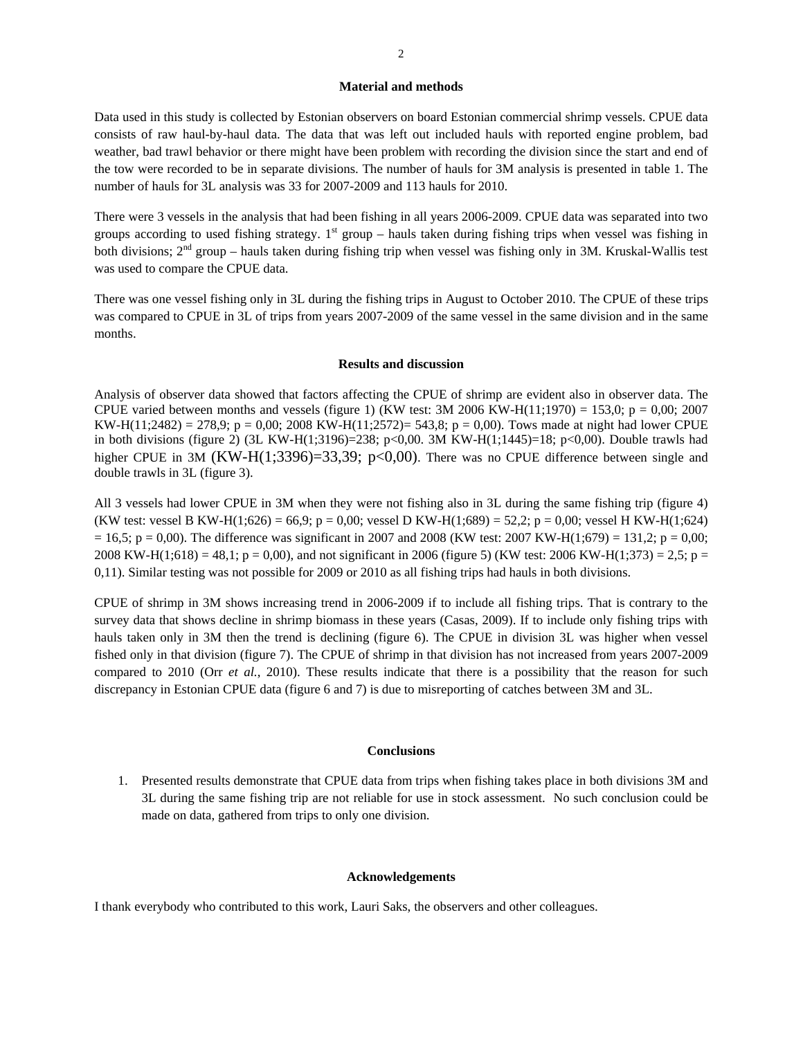## Material and methods

Data used in this study is collected by Estonian observers on board Estonian commercial shrimp vessels. CPUE data consists of raw haul-by-haul data. The data that was left out included hauls with reported engine problem, bad weather, bad trawl behavior or there might have been problem with recording the division since the start and end of the tow were recorded to be in separate divisions. The number of hauls for 3M analysis is presented in table 1. The number of hauls for 3L analysis was 33 for 2007-2009 and 113 hauls for 2010.

There were 3 vessels in the analysis that had been fishing in all years 2006-2009. CPUE data was separated into two groups according to used fishing strategy. 1$^{st}$ group – hauls taken during fishing trips when vessel was fishing in both divisions; 2$^{nd}$ group – hauls taken during fishing trip when vessel was fishing only in 3M. Kruskal-Wallis test was used to compare the CPUE data.

There was one vessel fishing only in 3L during the fishing trips in August to October 2010. The CPUE of these trips was compared to CPUE in 3L of trips from years 2007-2009 of the same vessel in the same division and in the same months.

## Results and discussion

Analysis of observer data showed that factors affecting the CPUE of shrimp are evident also in observer data. The CPUE varied between months and vessels (figure 1) (KW test: 3M 2006 KW-H(11;1970) = 153,0; p = 0,00; 2007 KW-H(11;2482) = 278,9; p = 0,00; 2008 KW-H(11;2572)= 543,8; p = 0,00). Tows made at night had lower CPUE in both divisions (figure 2) (3L KW-H(1;3196)=238; p<0,00. 3M KW-H(1;1445)=18; p<0,00). Double trawls had higher CPUE in 3M (KW-H(1;3396)=33,39; p<0,00). There was no CPUE difference between single and double trawls in 3L (figure 3).

All 3 vessels had lower CPUE in 3M when they were not fishing also in 3L during the same fishing trip (figure 4) (KW test: vessel B KW-H(1;626) = 66,9; p = 0,00; vessel D KW-H(1;689) = 52,2; p = 0,00; vessel H KW-H(1;624) = 16,5; p = 0,00). The difference was significant in 2007 and 2008 (KW test: 2007 KW-H(1;679) = 131,2; p = 0,00; 2008 KW-H(1;618) = 48,1; p = 0,00), and not significant in 2006 (figure 5) (KW test: 2006 KW-H(1;373) = 2,5; p = 0,11). Similar testing was not possible for 2009 or 2010 as all fishing trips had hauls in both divisions.

CPUE of shrimp in 3M shows increasing trend in 2006-2009 if to include all fishing trips. That is contrary to the survey data that shows decline in shrimp biomass in these years (Casas, 2009). If to include only fishing trips with hauls taken only in 3M then the trend is declining (figure 6). The CPUE in division 3L was higher when vessel fished only in that division (figure 7). The CPUE of shrimp in that division has not increased from years 2007-2009 compared to 2010 (Orr *et al.*, 2010). These results indicate that there is a possibility that the reason for such discrepancy in Estonian CPUE data (figure 6 and 7) is due to misreporting of catches between 3M and 3L.

## Conclusions

1. Presented results demonstrate that CPUE data from trips when fishing takes place in both divisions 3M and 3L during the same fishing trip are not reliable for use in stock assessment. No such conclusion could be made on data, gathered from trips to only one division.

## Acknowledgements

I thank everybody who contributed to this work, Lauri Saks, the observers and other colleagues.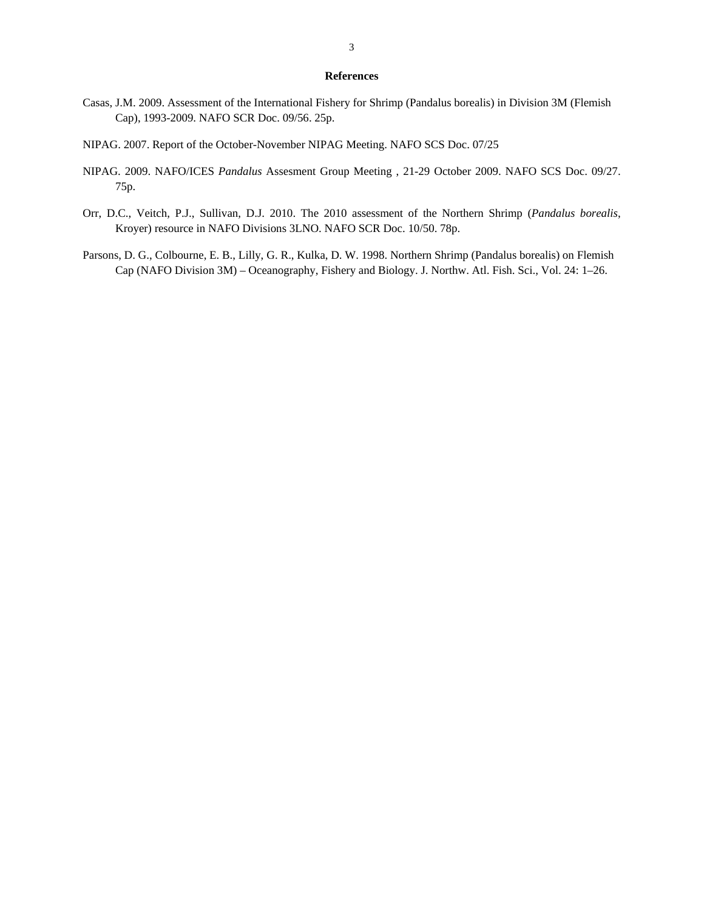## References

Casas, J.M. 2009. Assessment of the International Fishery for Shrimp (Pandalus borealis) in Division 3M (Flemish Cap), 1993-2009. NAFO SCR Doc. 09/56. 25p.

NIPAG. 2007. Report of the October-November NIPAG Meeting. NAFO SCS Doc. 07/25

NIPAG. 2009. NAFO/ICES *Pandalus* Assesment Group Meeting , 21-29 October 2009. NAFO SCS Doc. 09/27. 75p.

Orr, D.C., Veitch, P.J., Sullivan, D.J. 2010. The 2010 assessment of the Northern Shrimp (*Pandalus borealis*, Kroyer) resource in NAFO Divisions 3LNO. NAFO SCR Doc. 10/50. 78p.

Parsons, D. G., Colbourne, E. B., Lilly, G. R., Kulka, D. W. 1998. Northern Shrimp (Pandalus borealis) on Flemish Cap (NAFO Division 3M) – Oceanography, Fishery and Biology. J. Northw. Atl. Fish. Sci., Vol. 24: 1–26.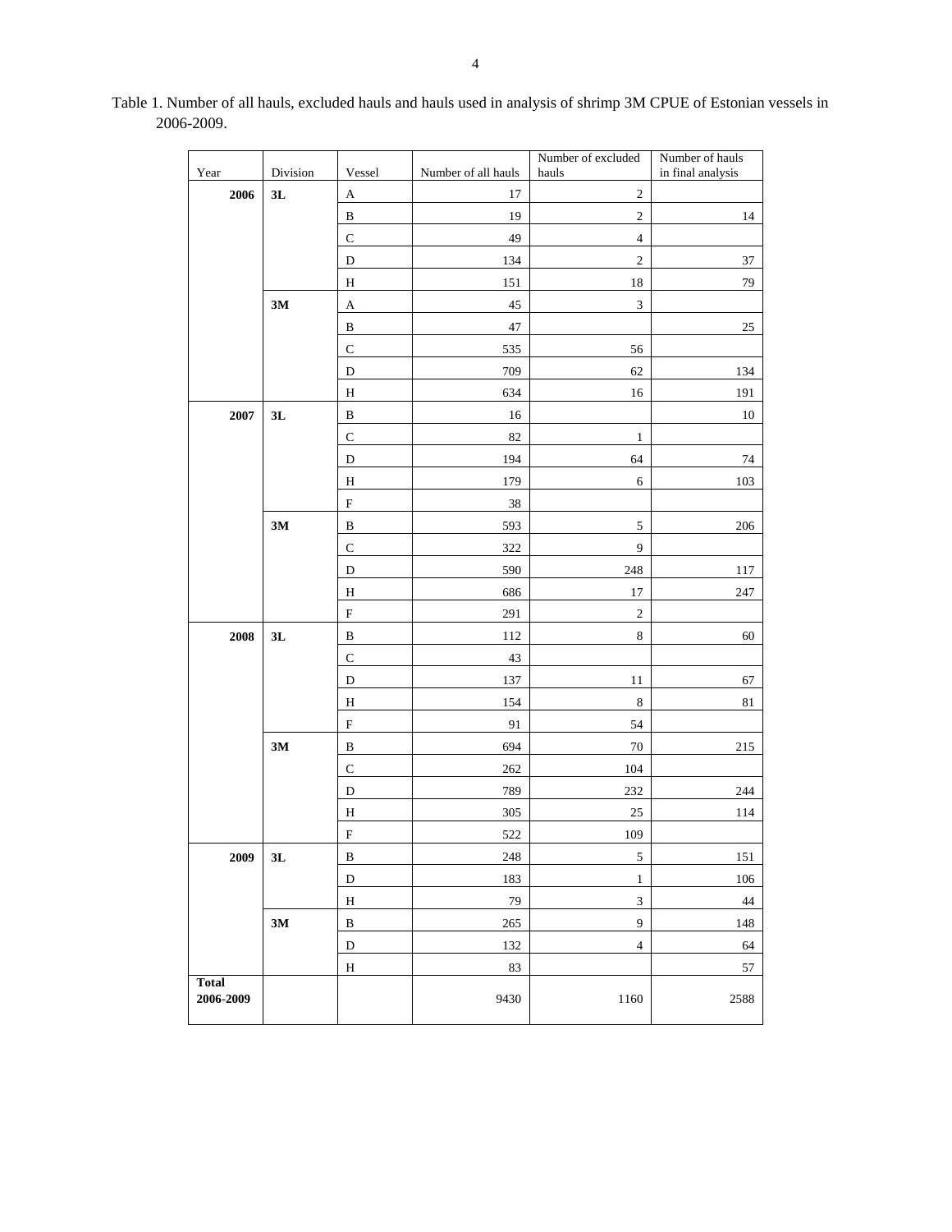Table 1. Number of all hauls, excluded hauls and hauls used in analysis of shrimp 3M CPUE of Estonian vessels in 2006-2009.

| Year | Division | Vessel | Number of all hauls | Number of excluded hauls | Number of hauls in final analysis |
|---|---|---|---|---|---|
| **2006** | **3L** | A | 17 | 2 | |
| | | B | 19 | 2 | 14 |
| | | C | 49 | 4 | |
| | | D | 134 | 2 | 37 |
| | | H | 151 | 18 | 79 |
| | **3M** | A | 45 | 3 | |
| | | B | 47 | | 25 |
| | | C | 535 | 56 | |
| | | D | 709 | 62 | 134 |
| | | H | 634 | 16 | 191 |
| **2007** | **3L** | B | 16 | | 10 |
| | | C | 82 | 1 | |
| | | D | 194 | 64 | 74 |
| | | H | 179 | 6 | 103 |
| | | F | 38 | | |
| | **3M** | B | 593 | 5 | 206 |
| | | C | 322 | 9 | |
| | | D | 590 | 248 | 117 |
| | | H | 686 | 17 | 247 |
| | | F | 291 | 2 | |
| **2008** | **3L** | B | 112 | 8 | 60 |
| | | C | 43 | | |
| | | D | 137 | 11 | 67 |
| | | H | 154 | 8 | 81 |
| | | F | 91 | 54 | |
| | **3M** | B | 694 | 70 | 215 |
| | | C | 262 | 104 | |
| | | D | 789 | 232 | 244 |
| | | H | 305 | 25 | 114 |
| | | F | 522 | 109 | |
| **2009** | **3L** | B | 248 | 5 | 151 |
| | | D | 183 | 1 | 106 |
| | | H | 79 | 3 | 44 |
| | **3M** | B | 265 | 9 | 148 |
| | | D | 132 | 4 | 64 |
| | | H | 83 | | 57 |
| **Total 2006-2009** | | | 9430 | 1160 | 2588 |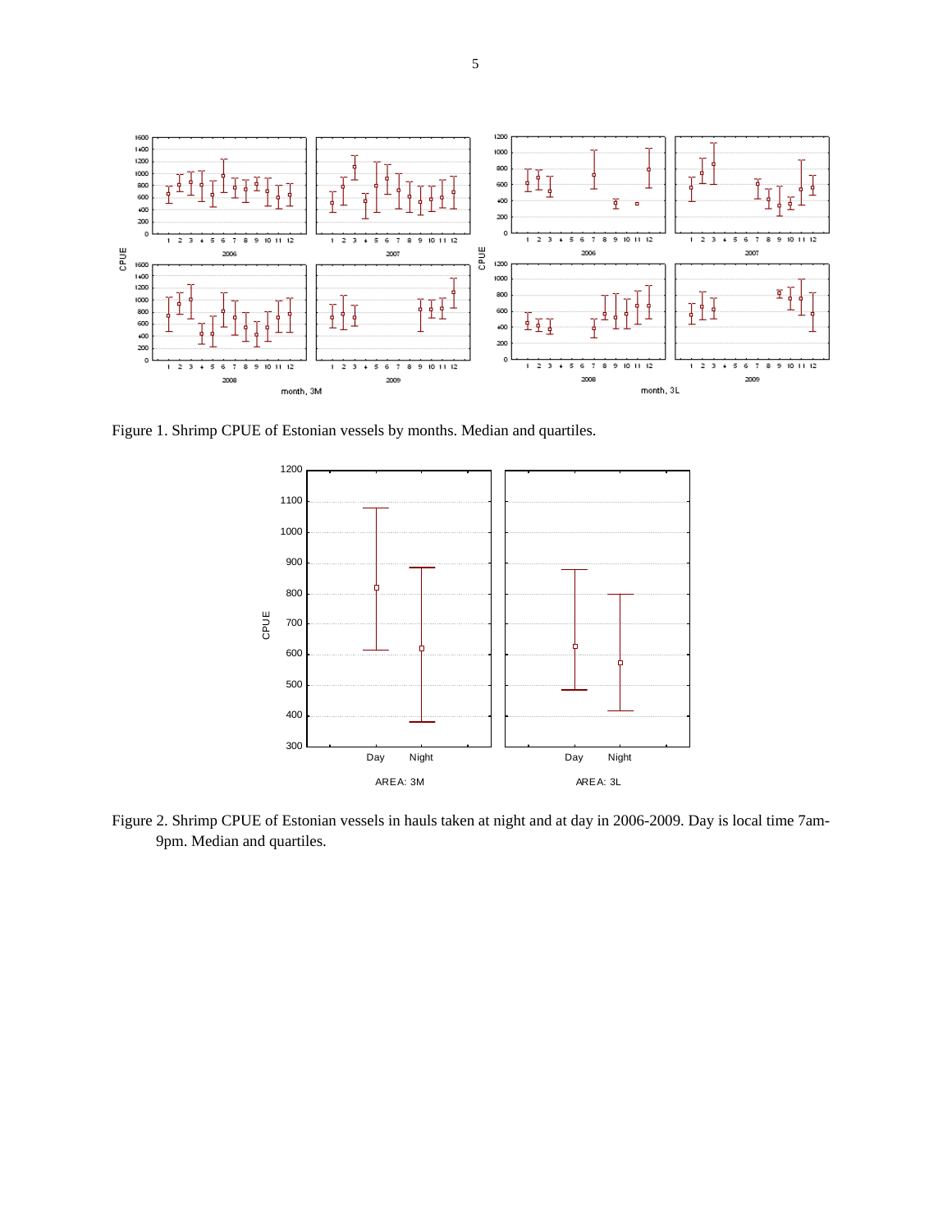Figure 1. Shrimp CPUE of Estonian vessels by months. Median and quartiles.

Figure 2. Shrimp CPUE of Estonian vessels in hauls taken at night and at day in 2006-2009. Day is local time 7am-9pm. Median and quartiles.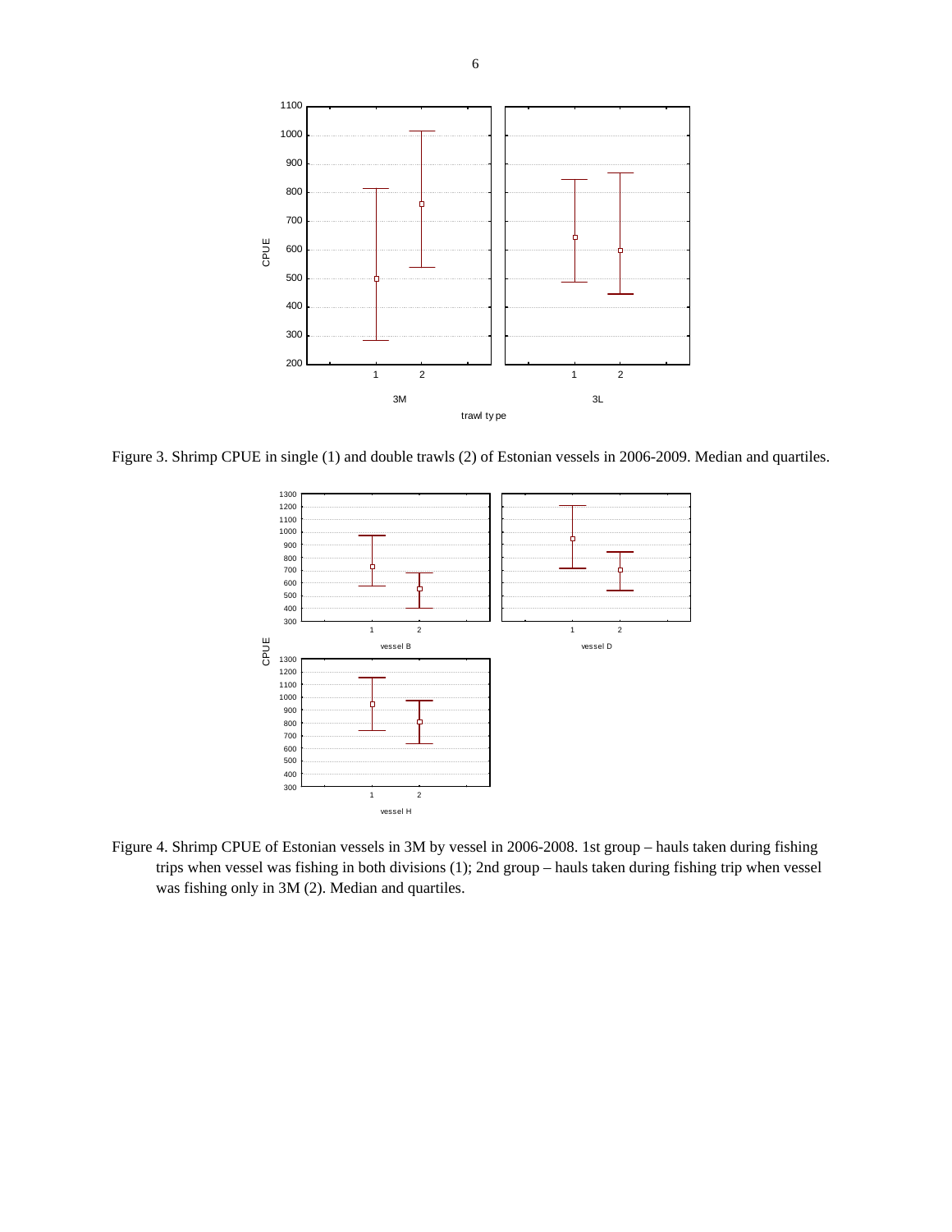Figure 3. Shrimp CPUE in single (1) and double trawls (2) of Estonian vessels in 2006-2009. Median and quartiles.

Figure 4. Shrimp CPUE of Estonian vessels in 3M by vessel in 2006-2008. 1st group – hauls taken during fishing trips when vessel was fishing in both divisions (1); 2nd group – hauls taken during fishing trip when vessel was fishing only in 3M (2). Median and quartiles.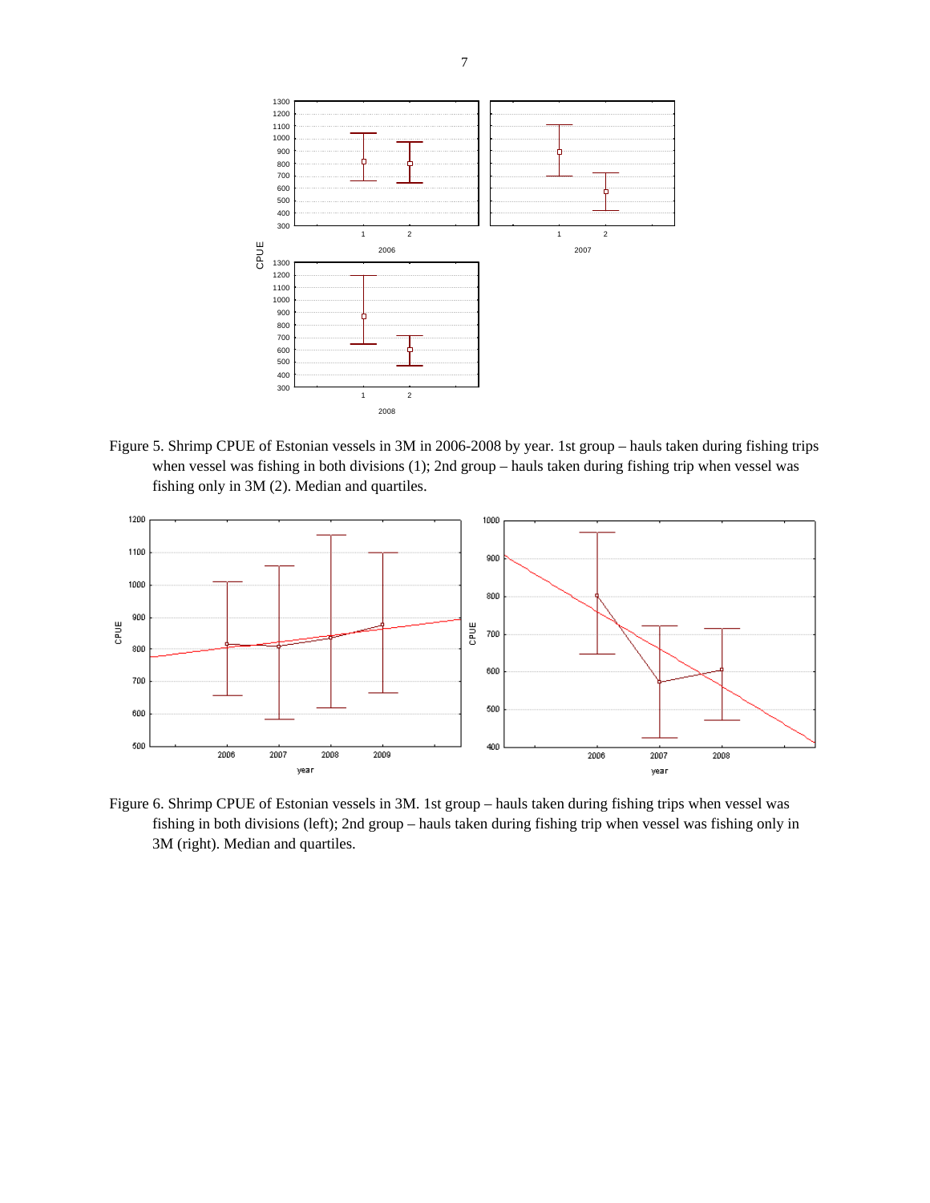Figure 5. Shrimp CPUE of Estonian vessels in 3M in 2006-2008 by year. 1st group – hauls taken during fishing trips when vessel was fishing in both divisions (1); 2nd group – hauls taken during fishing trip when vessel was fishing only in 3M (2). Median and quartiles.

Figure 6. Shrimp CPUE of Estonian vessels in 3M. 1st group – hauls taken during fishing trips when vessel was fishing in both divisions (left); 2nd group – hauls taken during fishing trip when vessel was fishing only in 3M (right). Median and quartiles.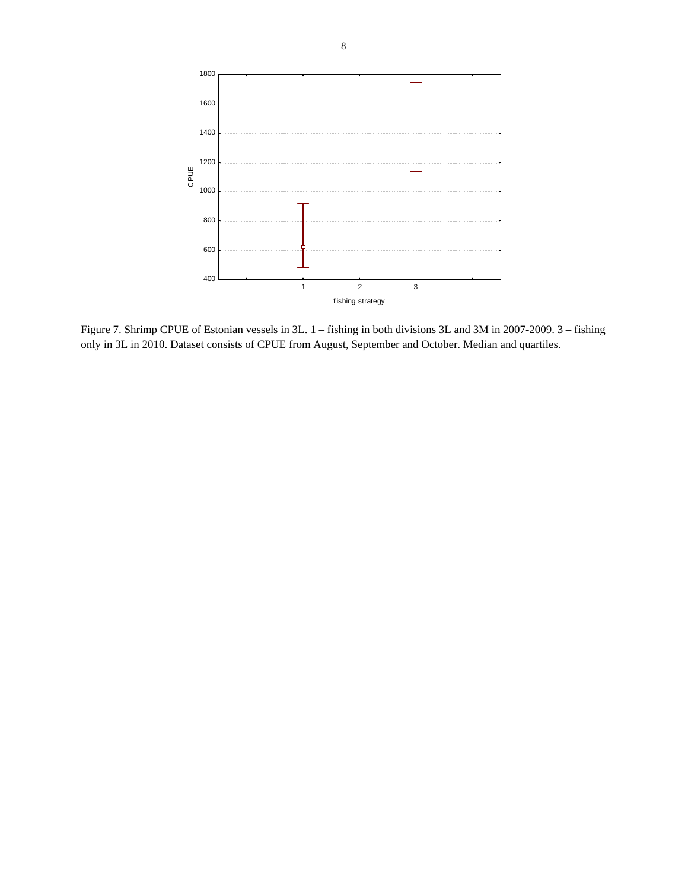1800
1600
1400
1200
1000
800
600
400

CPUE

1
2
3

fishing strategy

Figure 7. Shrimp CPUE of Estonian vessels in 3L. 1 – fishing in both divisions 3L and 3M in 2007-2009. 3 – fishing only in 3L in 2010. Dataset consists of CPUE from August, September and October. Median and quartiles.